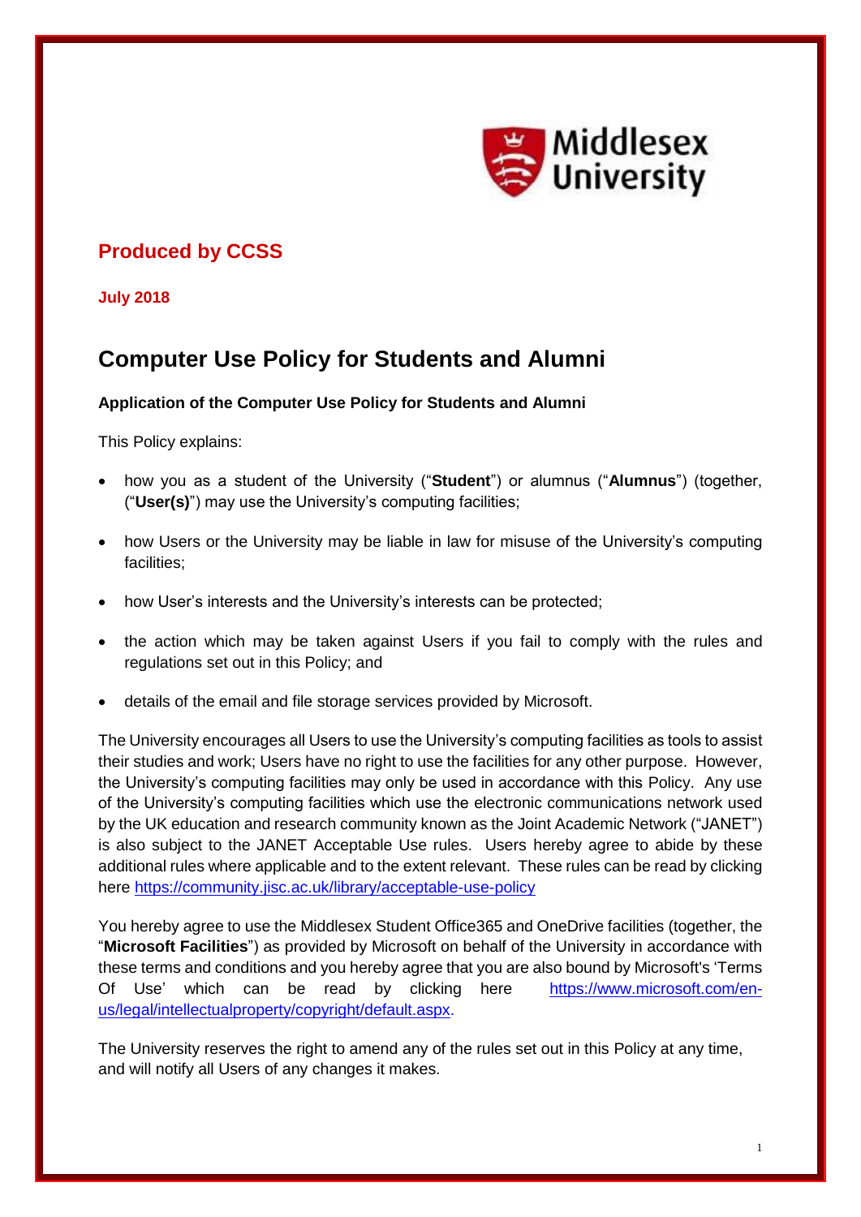Middlesex University

## Produced by CCSS

**July 2018**

# Computer Use Policy for Students and Alumni

### Application of the Computer Use Policy for Students and Alumni

This Policy explains:

- how you as a student of the University ("**Student**") or alumnus ("**Alumnus**") (together, ("**User(s)**") may use the University's computing facilities;
- how Users or the University may be liable in law for misuse of the University's computing facilities;
- how User's interests and the University's interests can be protected;
- the action which may be taken against Users if you fail to comply with the rules and regulations set out in this Policy; and
- details of the email and file storage services provided by Microsoft.

The University encourages all Users to use the University's computing facilities as tools to assist their studies and work; Users have no right to use the facilities for any other purpose. However, the University's computing facilities may only be used in accordance with this Policy. Any use of the University's computing facilities which use the electronic communications network used by the UK education and research community known as the Joint Academic Network ("JANET") is also subject to the JANET Acceptable Use rules. Users hereby agree to abide by these additional rules where applicable and to the extent relevant. These rules can be read by clicking here https://community.jisc.ac.uk/library/acceptable-use-policy

You hereby agree to use the Middlesex Student Office365 and OneDrive facilities (together, the "**Microsoft Facilities**") as provided by Microsoft on behalf of the University in accordance with these terms and conditions and you hereby agree that you are also bound by Microsoft's 'Terms Of Use' which can be read by clicking here https://www.microsoft.com/en-us/legal/intellectualproperty/copyright/default.aspx.

The University reserves the right to amend any of the rules set out in this Policy at any time, and will notify all Users of any changes it makes.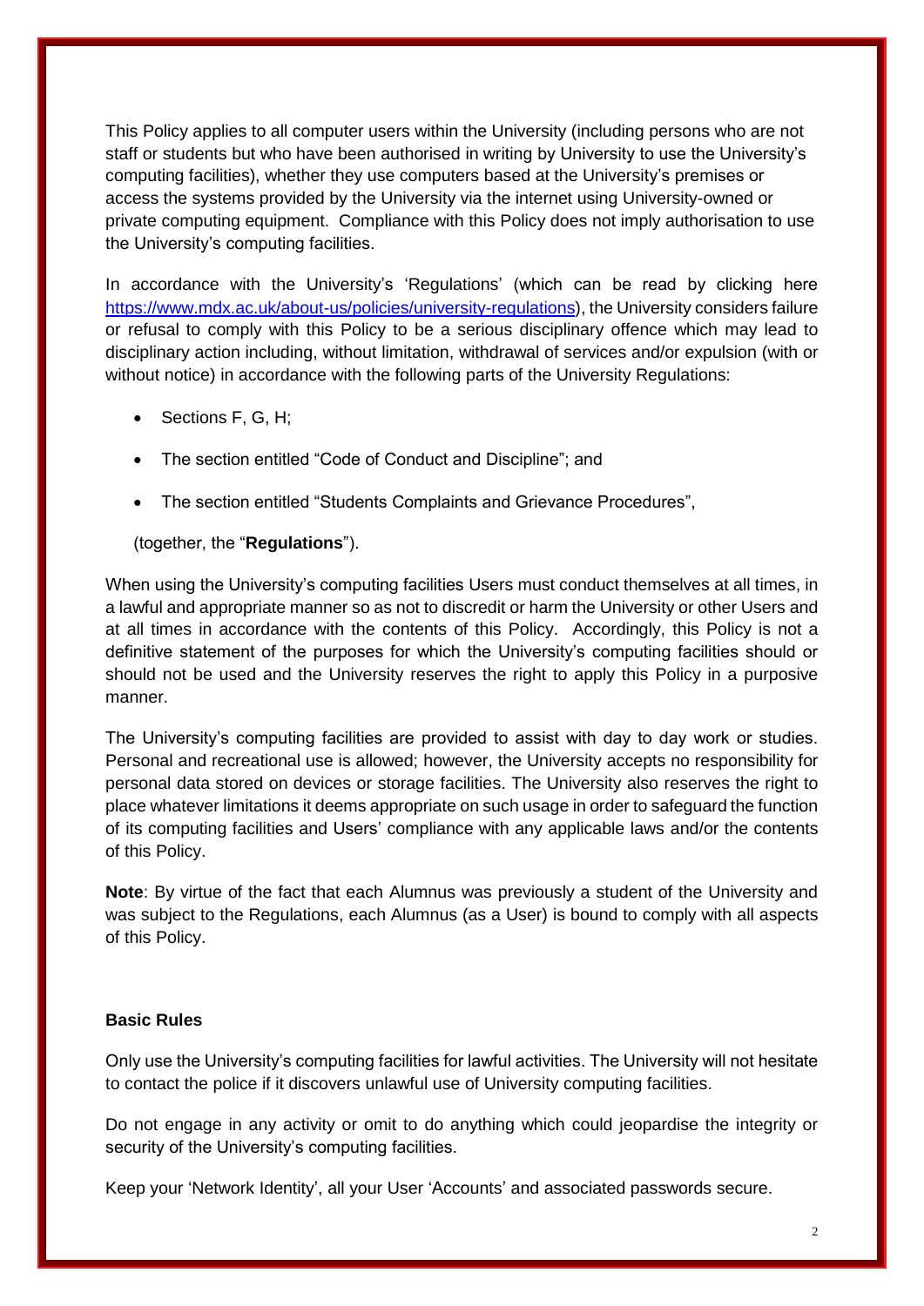This Policy applies to all computer users within the University (including persons who are not staff or students but who have been authorised in writing by University to use the University's computing facilities), whether they use computers based at the University's premises or access the systems provided by the University via the internet using University-owned or private computing equipment. Compliance with this Policy does not imply authorisation to use the University's computing facilities.

In accordance with the University's 'Regulations' (which can be read by clicking here https://www.mdx.ac.uk/about-us/policies/university-regulations), the University considers failure or refusal to comply with this Policy to be a serious disciplinary offence which may lead to disciplinary action including, without limitation, withdrawal of services and/or expulsion (with or without notice) in accordance with the following parts of the University Regulations:

- Sections F, G, H;
- The section entitled "Code of Conduct and Discipline"; and
- The section entitled "Students Complaints and Grievance Procedures",

(together, the "**Regulations**").

When using the University's computing facilities Users must conduct themselves at all times, in a lawful and appropriate manner so as not to discredit or harm the University or other Users and at all times in accordance with the contents of this Policy. Accordingly, this Policy is not a definitive statement of the purposes for which the University's computing facilities should or should not be used and the University reserves the right to apply this Policy in a purposive manner.

The University's computing facilities are provided to assist with day to day work or studies. Personal and recreational use is allowed; however, the University accepts no responsibility for personal data stored on devices or storage facilities. The University also reserves the right to place whatever limitations it deems appropriate on such usage in order to safeguard the function of its computing facilities and Users' compliance with any applicable laws and/or the contents of this Policy.

**Note**: By virtue of the fact that each Alumnus was previously a student of the University and was subject to the Regulations, each Alumnus (as a User) is bound to comply with all aspects of this Policy.

**Basic Rules**

Only use the University's computing facilities for lawful activities. The University will not hesitate to contact the police if it discovers unlawful use of University computing facilities.

Do not engage in any activity or omit to do anything which could jeopardise the integrity or security of the University's computing facilities.

Keep your 'Network Identity', all your User 'Accounts' and associated passwords secure.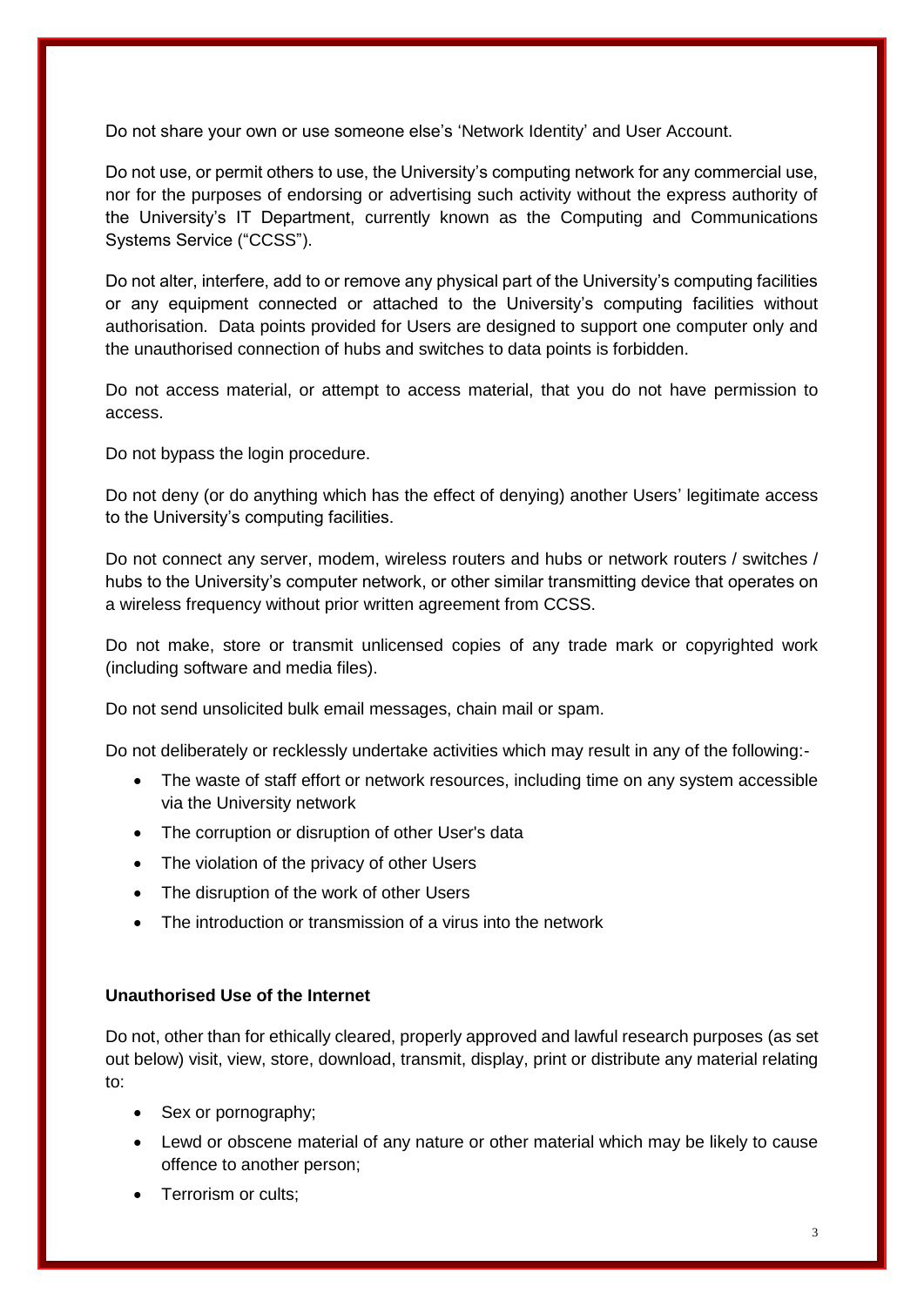Do not share your own or use someone else's 'Network Identity' and User Account.

Do not use, or permit others to use, the University's computing network for any commercial use, nor for the purposes of endorsing or advertising such activity without the express authority of the University's IT Department, currently known as the Computing and Communications Systems Service ("CCSS").

Do not alter, interfere, add to or remove any physical part of the University's computing facilities or any equipment connected or attached to the University's computing facilities without authorisation. Data points provided for Users are designed to support one computer only and the unauthorised connection of hubs and switches to data points is forbidden.

Do not access material, or attempt to access material, that you do not have permission to access.

Do not bypass the login procedure.

Do not deny (or do anything which has the effect of denying) another Users' legitimate access to the University's computing facilities.

Do not connect any server, modem, wireless routers and hubs or network routers / switches / hubs to the University's computer network, or other similar transmitting device that operates on a wireless frequency without prior written agreement from CCSS.

Do not make, store or transmit unlicensed copies of any trade mark or copyrighted work (including software and media files).

Do not send unsolicited bulk email messages, chain mail or spam.

Do not deliberately or recklessly undertake activities which may result in any of the following:-

- The waste of staff effort or network resources, including time on any system accessible via the University network
- The corruption or disruption of other User's data
- The violation of the privacy of other Users
- The disruption of the work of other Users
- The introduction or transmission of a virus into the network

**Unauthorised Use of the Internet**

Do not, other than for ethically cleared, properly approved and lawful research purposes (as set out below) visit, view, store, download, transmit, display, print or distribute any material relating to:

- Sex or pornography;
- Lewd or obscene material of any nature or other material which may be likely to cause offence to another person;
- Terrorism or cults;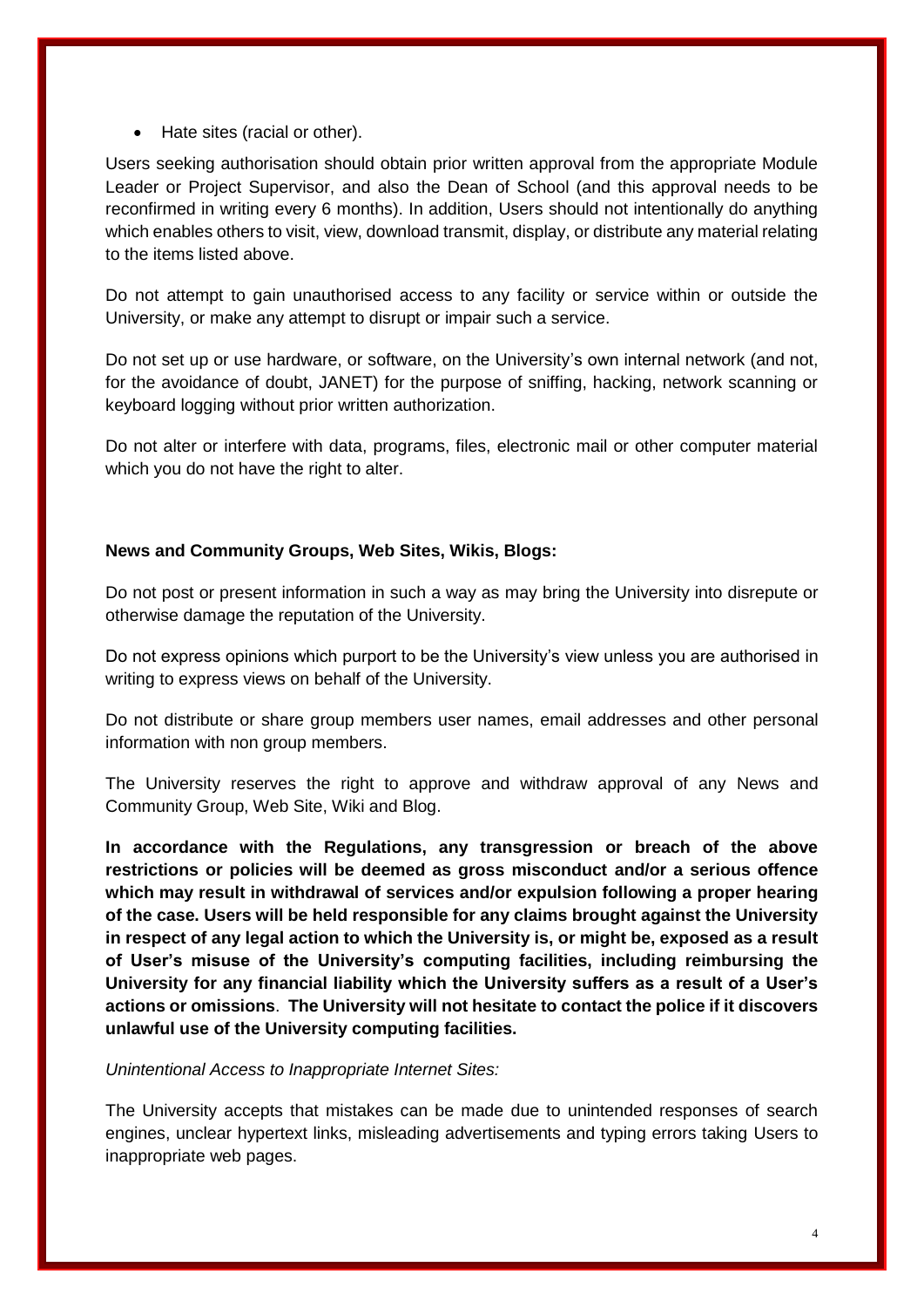- Hate sites (racial or other).

Users seeking authorisation should obtain prior written approval from the appropriate Module Leader or Project Supervisor, and also the Dean of School (and this approval needs to be reconfirmed in writing every 6 months). In addition, Users should not intentionally do anything which enables others to visit, view, download transmit, display, or distribute any material relating to the items listed above.

Do not attempt to gain unauthorised access to any facility or service within or outside the University, or make any attempt to disrupt or impair such a service.

Do not set up or use hardware, or software, on the University's own internal network (and not, for the avoidance of doubt, JANET) for the purpose of sniffing, hacking, network scanning or keyboard logging without prior written authorization.

Do not alter or interfere with data, programs, files, electronic mail or other computer material which you do not have the right to alter.

**News and Community Groups, Web Sites, Wikis, Blogs:**

Do not post or present information in such a way as may bring the University into disrepute or otherwise damage the reputation of the University.

Do not express opinions which purport to be the University's view unless you are authorised in writing to express views on behalf of the University.

Do not distribute or share group members user names, email addresses and other personal information with non group members.

The University reserves the right to approve and withdraw approval of any News and Community Group, Web Site, Wiki and Blog.

**In accordance with the Regulations, any transgression or breach of the above restrictions or policies will be deemed as gross misconduct and/or a serious offence which may result in withdrawal of services and/or expulsion following a proper hearing of the case. Users will be held responsible for any claims brought against the University in respect of any legal action to which the University is, or might be, exposed as a result of User's misuse of the University's computing facilities, including reimbursing the University for any financial liability which the University suffers as a result of a User's actions or omissions**. **The University will not hesitate to contact the police if it discovers unlawful use of the University computing facilities.**

*Unintentional Access to Inappropriate Internet Sites:*

The University accepts that mistakes can be made due to unintended responses of search engines, unclear hypertext links, misleading advertisements and typing errors taking Users to inappropriate web pages.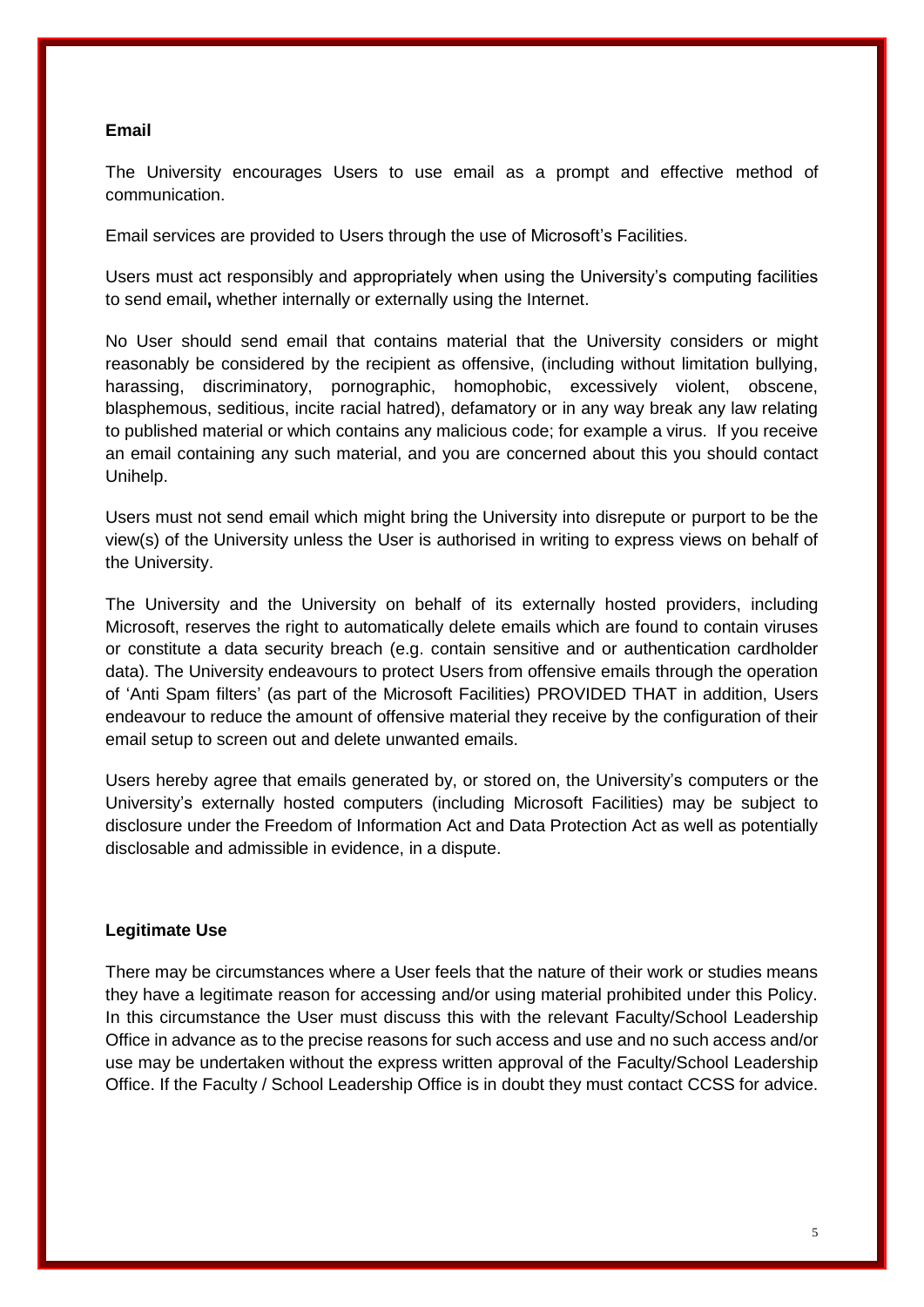**Email**

The University encourages Users to use email as a prompt and effective method of communication.

Email services are provided to Users through the use of Microsoft's Facilities.

Users must act responsibly and appropriately when using the University's computing facilities to send email**,** whether internally or externally using the Internet.

No User should send email that contains material that the University considers or might reasonably be considered by the recipient as offensive, (including without limitation bullying, harassing, discriminatory, pornographic, homophobic, excessively violent, obscene, blasphemous, seditious, incite racial hatred), defamatory or in any way break any law relating to published material or which contains any malicious code; for example a virus. If you receive an email containing any such material, and you are concerned about this you should contact Unihelp.

Users must not send email which might bring the University into disrepute or purport to be the view(s) of the University unless the User is authorised in writing to express views on behalf of the University.

The University and the University on behalf of its externally hosted providers, including Microsoft, reserves the right to automatically delete emails which are found to contain viruses or constitute a data security breach (e.g. contain sensitive and or authentication cardholder data). The University endeavours to protect Users from offensive emails through the operation of 'Anti Spam filters' (as part of the Microsoft Facilities) PROVIDED THAT in addition, Users endeavour to reduce the amount of offensive material they receive by the configuration of their email setup to screen out and delete unwanted emails.

Users hereby agree that emails generated by, or stored on, the University's computers or the University's externally hosted computers (including Microsoft Facilities) may be subject to disclosure under the Freedom of Information Act and Data Protection Act as well as potentially disclosable and admissible in evidence, in a dispute.

**Legitimate Use**

There may be circumstances where a User feels that the nature of their work or studies means they have a legitimate reason for accessing and/or using material prohibited under this Policy. In this circumstance the User must discuss this with the relevant Faculty/School Leadership Office in advance as to the precise reasons for such access and use and no such access and/or use may be undertaken without the express written approval of the Faculty/School Leadership Office. If the Faculty / School Leadership Office is in doubt they must contact CCSS for advice.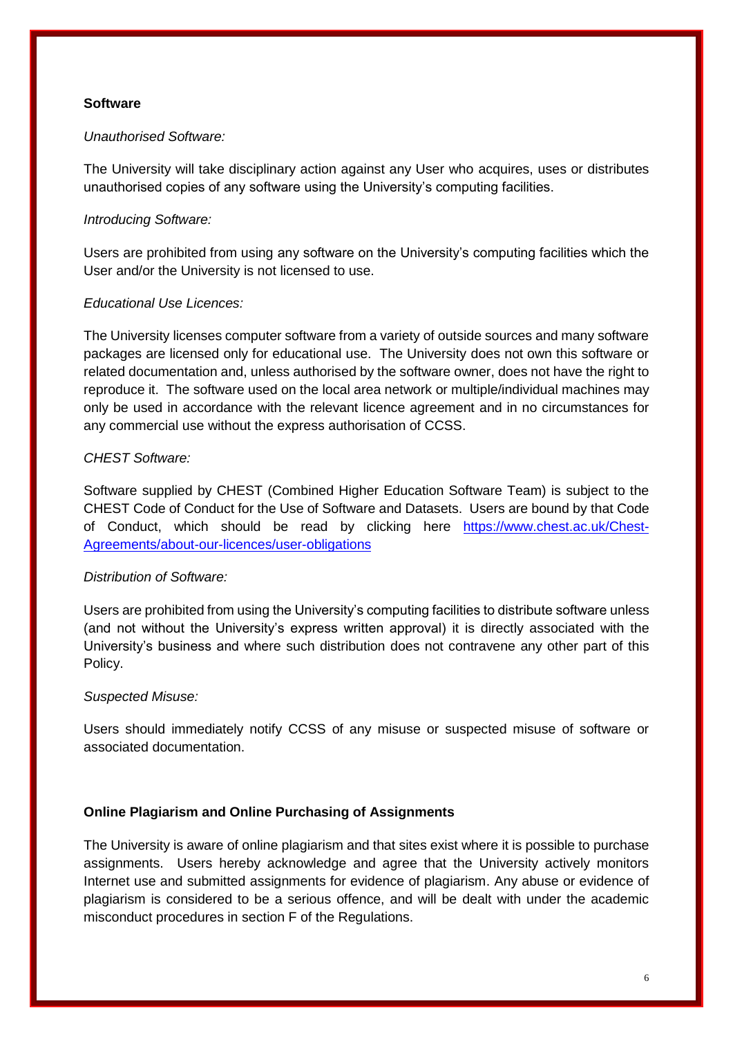**Software**

*Unauthorised Software:*

The University will take disciplinary action against any User who acquires, uses or distributes unauthorised copies of any software using the University's computing facilities.

*Introducing Software:*

Users are prohibited from using any software on the University's computing facilities which the User and/or the University is not licensed to use.

*Educational Use Licences:*

The University licenses computer software from a variety of outside sources and many software packages are licensed only for educational use. The University does not own this software or related documentation and, unless authorised by the software owner, does not have the right to reproduce it. The software used on the local area network or multiple/individual machines may only be used in accordance with the relevant licence agreement and in no circumstances for any commercial use without the express authorisation of CCSS.

*CHEST Software:*

Software supplied by CHEST (Combined Higher Education Software Team) is subject to the CHEST Code of Conduct for the Use of Software and Datasets. Users are bound by that Code of Conduct, which should be read by clicking here [https://www.chest.ac.uk/Chest-Agreements/about-our-licences/user-obligations](https://www.chest.ac.uk/Chest-Agreements/about-our-licences/user-obligations)

*Distribution of Software:*

Users are prohibited from using the University's computing facilities to distribute software unless (and not without the University's express written approval) it is directly associated with the University's business and where such distribution does not contravene any other part of this Policy.

*Suspected Misuse:*

Users should immediately notify CCSS of any misuse or suspected misuse of software or associated documentation.

**Online Plagiarism and Online Purchasing of Assignments**

The University is aware of online plagiarism and that sites exist where it is possible to purchase assignments. Users hereby acknowledge and agree that the University actively monitors Internet use and submitted assignments for evidence of plagiarism. Any abuse or evidence of plagiarism is considered to be a serious offence, and will be dealt with under the academic misconduct procedures in section F of the Regulations.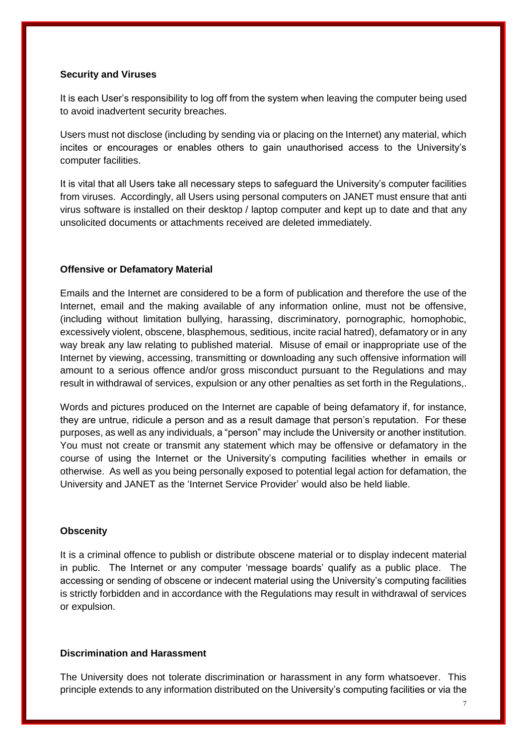**Security and Viruses**

It is each User's responsibility to log off from the system when leaving the computer being used to avoid inadvertent security breaches.

Users must not disclose (including by sending via or placing on the Internet) any material, which incites or encourages or enables others to gain unauthorised access to the University's computer facilities.

It is vital that all Users take all necessary steps to safeguard the University's computer facilities from viruses. Accordingly, all Users using personal computers on JANET must ensure that anti virus software is installed on their desktop / laptop computer and kept up to date and that any unsolicited documents or attachments received are deleted immediately.

**Offensive or Defamatory Material**

Emails and the Internet are considered to be a form of publication and therefore the use of the Internet, email and the making available of any information online, must not be offensive, (including without limitation bullying, harassing, discriminatory, pornographic, homophobic, excessively violent, obscene, blasphemous, seditious, incite racial hatred), defamatory or in any way break any law relating to published material. Misuse of email or inappropriate use of the Internet by viewing, accessing, transmitting or downloading any such offensive information will amount to a serious offence and/or gross misconduct pursuant to the Regulations and may result in withdrawal of services, expulsion or any other penalties as set forth in the Regulations,.

Words and pictures produced on the Internet are capable of being defamatory if, for instance, they are untrue, ridicule a person and as a result damage that person's reputation. For these purposes, as well as any individuals, a "person" may include the University or another institution. You must not create or transmit any statement which may be offensive or defamatory in the course of using the Internet or the University's computing facilities whether in emails or otherwise. As well as you being personally exposed to potential legal action for defamation, the University and JANET as the 'Internet Service Provider' would also be held liable.

**Obscenity**

It is a criminal offence to publish or distribute obscene material or to display indecent material in public. The Internet or any computer 'message boards' qualify as a public place. The accessing or sending of obscene or indecent material using the University's computing facilities is strictly forbidden and in accordance with the Regulations may result in withdrawal of services or expulsion.

**Discrimination and Harassment**

The University does not tolerate discrimination or harassment in any form whatsoever. This principle extends to any information distributed on the University's computing facilities or via the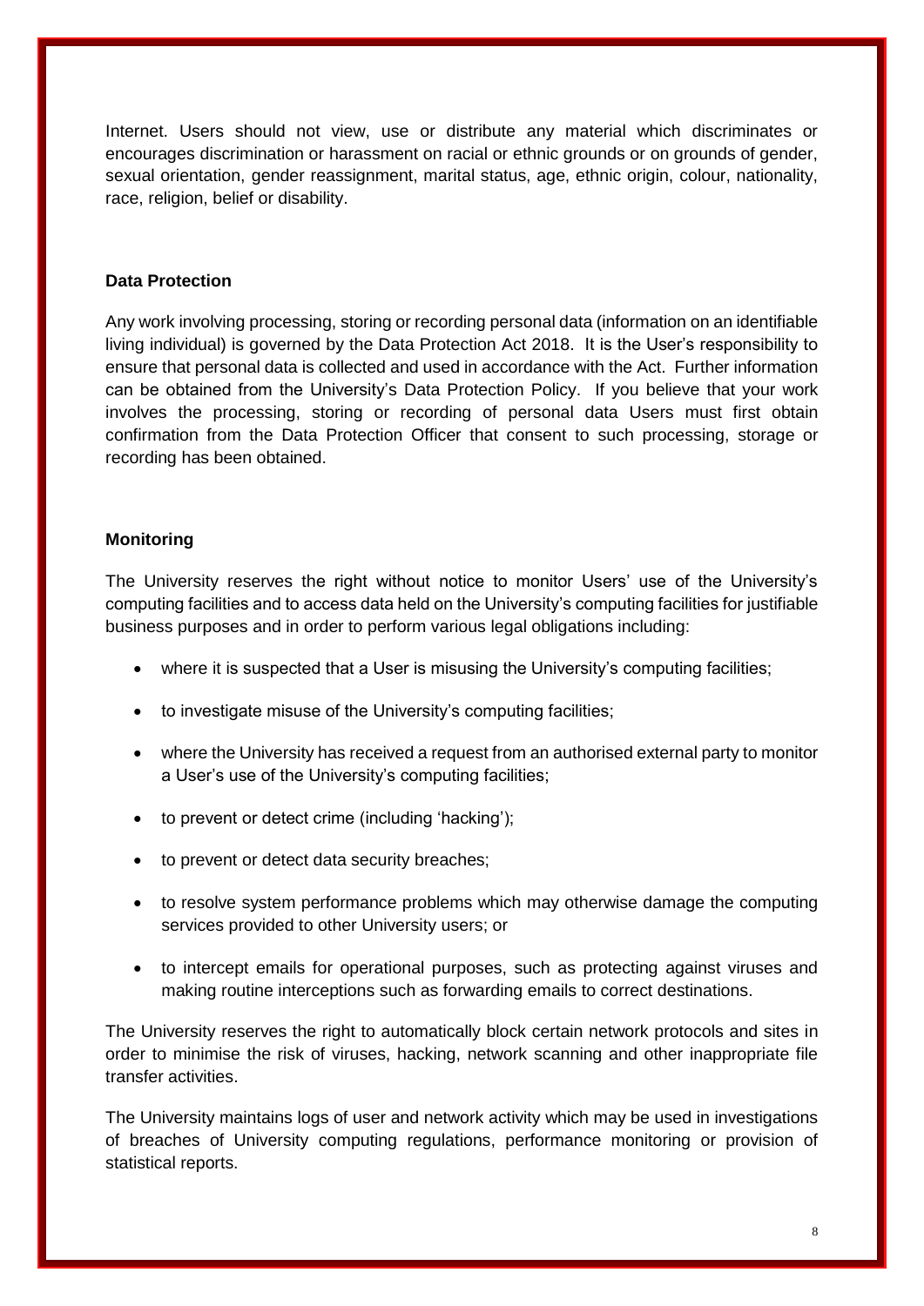Internet. Users should not view, use or distribute any material which discriminates or encourages discrimination or harassment on racial or ethnic grounds or on grounds of gender, sexual orientation, gender reassignment, marital status, age, ethnic origin, colour, nationality, race, religion, belief or disability.

**Data Protection**

Any work involving processing, storing or recording personal data (information on an identifiable living individual) is governed by the Data Protection Act 2018. It is the User's responsibility to ensure that personal data is collected and used in accordance with the Act. Further information can be obtained from the University's Data Protection Policy. If you believe that your work involves the processing, storing or recording of personal data Users must first obtain confirmation from the Data Protection Officer that consent to such processing, storage or recording has been obtained.

**Monitoring**

The University reserves the right without notice to monitor Users' use of the University's computing facilities and to access data held on the University's computing facilities for justifiable business purposes and in order to perform various legal obligations including:

- where it is suspected that a User is misusing the University's computing facilities;
- to investigate misuse of the University's computing facilities;
- where the University has received a request from an authorised external party to monitor a User's use of the University's computing facilities;
- to prevent or detect crime (including 'hacking');
- to prevent or detect data security breaches;
- to resolve system performance problems which may otherwise damage the computing services provided to other University users; or
- to intercept emails for operational purposes, such as protecting against viruses and making routine interceptions such as forwarding emails to correct destinations.

The University reserves the right to automatically block certain network protocols and sites in order to minimise the risk of viruses, hacking, network scanning and other inappropriate file transfer activities.

The University maintains logs of user and network activity which may be used in investigations of breaches of University computing regulations, performance monitoring or provision of statistical reports.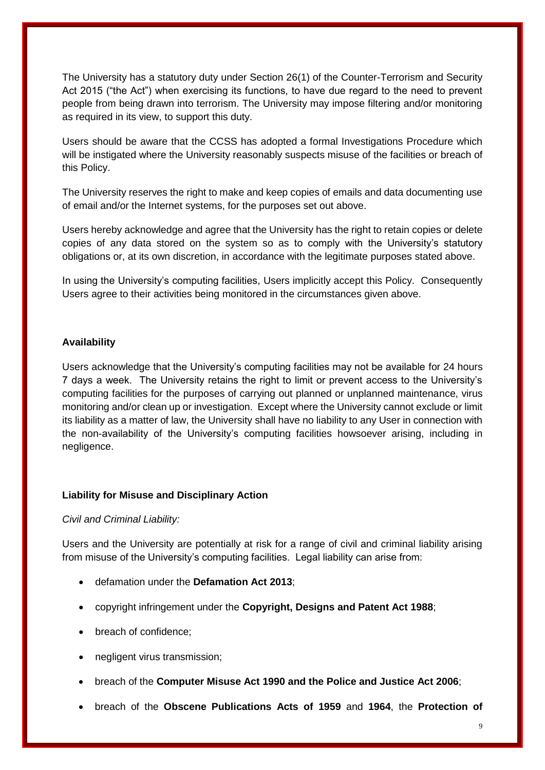The University has a statutory duty under Section 26(1) of the Counter-Terrorism and Security Act 2015 ("the Act") when exercising its functions, to have due regard to the need to prevent people from being drawn into terrorism. The University may impose filtering and/or monitoring as required in its view, to support this duty.

Users should be aware that the CCSS has adopted a formal Investigations Procedure which will be instigated where the University reasonably suspects misuse of the facilities or breach of this Policy.

The University reserves the right to make and keep copies of emails and data documenting use of email and/or the Internet systems, for the purposes set out above.

Users hereby acknowledge and agree that the University has the right to retain copies or delete copies of any data stored on the system so as to comply with the University's statutory obligations or, at its own discretion, in accordance with the legitimate purposes stated above.

In using the University's computing facilities, Users implicitly accept this Policy. Consequently Users agree to their activities being monitored in the circumstances given above.

**Availability**

Users acknowledge that the University's computing facilities may not be available for 24 hours 7 days a week. The University retains the right to limit or prevent access to the University's computing facilities for the purposes of carrying out planned or unplanned maintenance, virus monitoring and/or clean up or investigation. Except where the University cannot exclude or limit its liability as a matter of law, the University shall have no liability to any User in connection with the non-availability of the University's computing facilities howsoever arising, including in negligence.

**Liability for Misuse and Disciplinary Action**

*Civil and Criminal Liability:*

Users and the University are potentially at risk for a range of civil and criminal liability arising from misuse of the University's computing facilities. Legal liability can arise from:

- defamation under the **Defamation Act 2013**;
- copyright infringement under the **Copyright, Designs and Patent Act 1988**;
- breach of confidence;
- negligent virus transmission;
- breach of the **Computer Misuse Act 1990 and the Police and Justice Act 2006**;
- breach of the **Obscene Publications Acts of 1959** and **1964**, the **Protection of**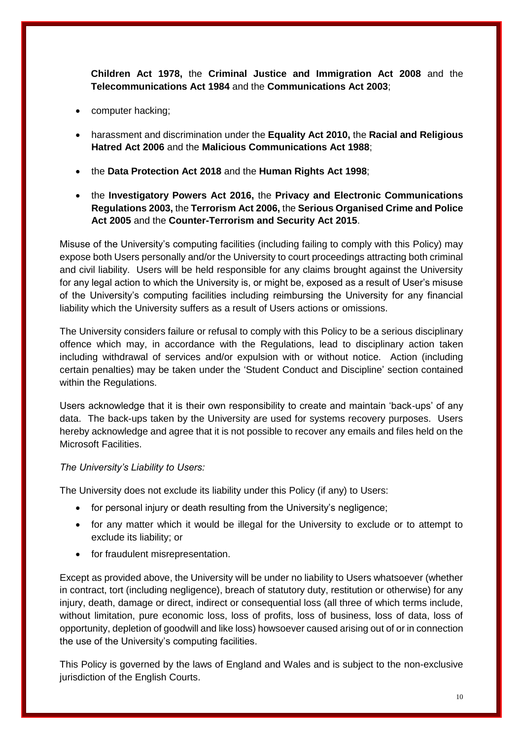**Children Act 1978,** the **Criminal Justice and Immigration Act 2008** and the **Telecommunications Act 1984** and the **Communications Act 2003**;

- computer hacking;
- harassment and discrimination under the **Equality Act 2010,** the **Racial and Religious Hatred Act 2006** and the **Malicious Communications Act 1988**;
- the **Data Protection Act 2018** and the **Human Rights Act 1998**;
- the **Investigatory Powers Act 2016,** the **Privacy and Electronic Communications Regulations 2003,** the **Terrorism Act 2006,** the **Serious Organised Crime and Police Act 2005** and the **Counter-Terrorism and Security Act 2015**.

Misuse of the University's computing facilities (including failing to comply with this Policy) may expose both Users personally and/or the University to court proceedings attracting both criminal and civil liability. Users will be held responsible for any claims brought against the University for any legal action to which the University is, or might be, exposed as a result of User's misuse of the University's computing facilities including reimbursing the University for any financial liability which the University suffers as a result of Users actions or omissions.

The University considers failure or refusal to comply with this Policy to be a serious disciplinary offence which may, in accordance with the Regulations, lead to disciplinary action taken including withdrawal of services and/or expulsion with or without notice. Action (including certain penalties) may be taken under the 'Student Conduct and Discipline' section contained within the Regulations.

Users acknowledge that it is their own responsibility to create and maintain 'back-ups' of any data. The back-ups taken by the University are used for systems recovery purposes. Users hereby acknowledge and agree that it is not possible to recover any emails and files held on the Microsoft Facilities.

*The University's Liability to Users:*

The University does not exclude its liability under this Policy (if any) to Users:

- for personal injury or death resulting from the University's negligence;
- for any matter which it would be illegal for the University to exclude or to attempt to exclude its liability; or
- for fraudulent misrepresentation.

Except as provided above, the University will be under no liability to Users whatsoever (whether in contract, tort (including negligence), breach of statutory duty, restitution or otherwise) for any injury, death, damage or direct, indirect or consequential loss (all three of which terms include, without limitation, pure economic loss, loss of profits, loss of business, loss of data, loss of opportunity, depletion of goodwill and like loss) howsoever caused arising out of or in connection the use of the University's computing facilities.

This Policy is governed by the laws of England and Wales and is subject to the non-exclusive jurisdiction of the English Courts.